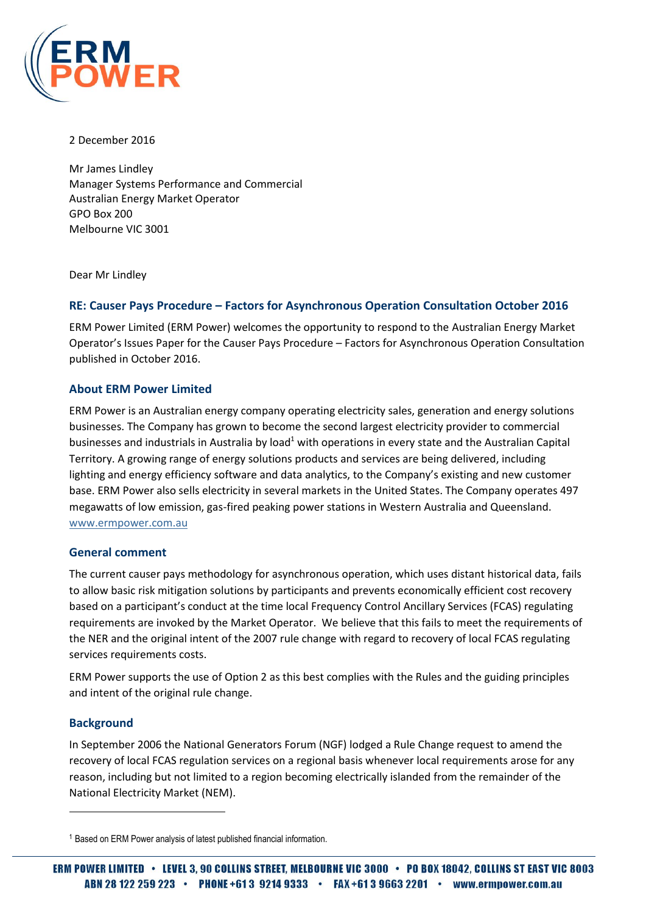2 December 2016

Mr James Lindley
Manager Systems Performance and Commercial
Australian Energy Market Operator
GPO Box 200
Melbourne VIC 3001

Dear Mr Lindley

## RE: Causer Pays Procedure – Factors for Asynchronous Operation Consultation October 2016

ERM Power Limited (ERM Power) welcomes the opportunity to respond to the Australian Energy Market Operator's Issues Paper for the Causer Pays Procedure – Factors for Asynchronous Operation Consultation published in October 2016.

### About ERM Power Limited

ERM Power is an Australian energy company operating electricity sales, generation and energy solutions businesses. The Company has grown to become the second largest electricity provider to commercial businesses and industrials in Australia by load[1] with operations in every state and the Australian Capital Territory. A growing range of energy solutions products and services are being delivered, including lighting and energy efficiency software and data analytics, to the Company's existing and new customer base. ERM Power also sells electricity in several markets in the United States. The Company operates 497 megawatts of low emission, gas-fired peaking power stations in Western Australia and Queensland. www.ermpower.com.au

### General comment

The current causer pays methodology for asynchronous operation, which uses distant historical data, fails to allow basic risk mitigation solutions by participants and prevents economically efficient cost recovery based on a participant's conduct at the time local Frequency Control Ancillary Services (FCAS) regulating requirements are invoked by the Market Operator. We believe that this fails to meet the requirements of the NER and the original intent of the 2007 rule change with regard to recovery of local FCAS regulating services requirements costs.

ERM Power supports the use of Option 2 as this best complies with the Rules and the guiding principles and intent of the original rule change.

### Background

In September 2006 the National Generators Forum (NGF) lodged a Rule Change request to amend the recovery of local FCAS regulation services on a regional basis whenever local requirements arose for any reason, including but not limited to a region becoming electrically islanded from the remainder of the National Electricity Market (NEM).

[1] Based on ERM Power analysis of latest published financial information.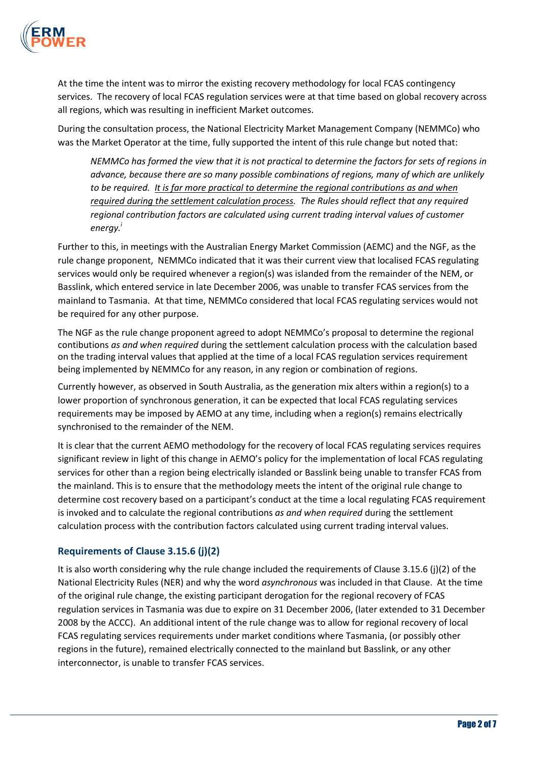At the time the intent was to mirror the existing recovery methodology for local FCAS contingency services. The recovery of local FCAS regulation services were at that time based on global recovery across all regions, which was resulting in inefficient Market outcomes.

During the consultation process, the National Electricity Market Management Company (NEMMCo) who was the Market Operator at the time, fully supported the intent of this rule change but noted that:

> *NEMMCo has formed the view that it is not practical to determine the factors for sets of regions in advance, because there are so many possible combinations of regions, many of which are unlikely to be required. It is far more practical to determine the regional contributions as and when required during the settlement calculation process. The Rules should reflect that any required regional contribution factors are calculated using current trading interval values of customer energy.*[i]

Further to this, in meetings with the Australian Energy Market Commission (AEMC) and the NGF, as the rule change proponent, NEMMCo indicated that it was their current view that localised FCAS regulating services would only be required whenever a region(s) was islanded from the remainder of the NEM, or Basslink, which entered service in late December 2006, was unable to transfer FCAS services from the mainland to Tasmania. At that time, NEMMCo considered that local FCAS regulating services would not be required for any other purpose.

The NGF as the rule change proponent agreed to adopt NEMMCo's proposal to determine the regional contibutions *as and when required* during the settlement calculation process with the calculation based on the trading interval values that applied at the time of a local FCAS regulation services requirement being implemented by NEMMCo for any reason, in any region or combination of regions.

Currently however, as observed in South Australia, as the generation mix alters within a region(s) to a lower proportion of synchronous generation, it can be expected that local FCAS regulating services requirements may be imposed by AEMO at any time, including when a region(s) remains electrically synchronised to the remainder of the NEM.

It is clear that the current AEMO methodology for the recovery of local FCAS regulating services requires significant review in light of this change in AEMO's policy for the implementation of local FCAS regulating services for other than a region being electrically islanded or Basslink being unable to transfer FCAS from the mainland. This is to ensure that the methodology meets the intent of the original rule change to determine cost recovery based on a participant's conduct at the time a local regulating FCAS requirement is invoked and to calculate the regional contributions *as and when required* during the settlement calculation process with the contribution factors calculated using current trading interval values.

### Requirements of Clause 3.15.6 (j)(2)

It is also worth considering why the rule change included the requirements of Clause 3.15.6 (j)(2) of the National Electricity Rules (NER) and why the word *asynchronous* was included in that Clause. At the time of the original rule change, the existing participant derogation for the regional recovery of FCAS regulation services in Tasmania was due to expire on 31 December 2006, (later extended to 31 December 2008 by the ACCC). An additional intent of the rule change was to allow for regional recovery of local FCAS regulating services requirements under market conditions where Tasmania, (or possibly other regions in the future), remained electrically connected to the mainland but Basslink, or any other interconnector, is unable to transfer FCAS services.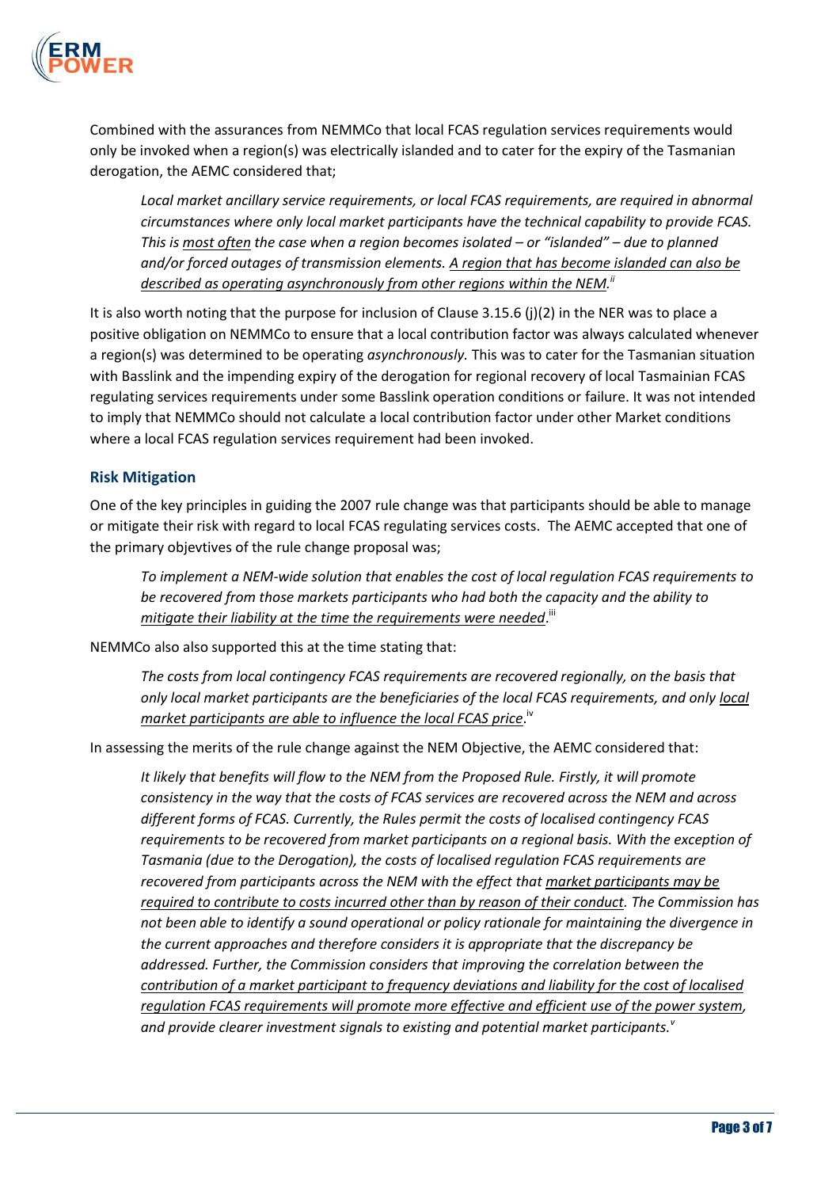Combined with the assurances from NEMMCo that local FCAS regulation services requirements would only be invoked when a region(s) was electrically islanded and to cater for the expiry of the Tasmanian derogation, the AEMC considered that;

> *Local market ancillary service requirements, or local FCAS requirements, are required in abnormal circumstances where only local market participants have the technical capability to provide FCAS. This is <u>most often</u> the case when a region becomes isolated – or "islanded" – due to planned and/or forced outages of transmission elements. <u>A region that has become islanded can also be described as operating asynchronously from other regions within the NEM.</u>*[ii]

It is also worth noting that the purpose for inclusion of Clause 3.15.6 (j)(2) in the NER was to place a positive obligation on NEMMCo to ensure that a local contribution factor was always calculated whenever a region(s) was determined to be operating *asynchronously.* This was to cater for the Tasmanian situation with Basslink and the impending expiry of the derogation for regional recovery of local Tasmainian FCAS regulating services requirements under some Basslink operation conditions or failure. It was not intended to imply that NEMMCo should not calculate a local contribution factor under other Market conditions where a local FCAS regulation services requirement had been invoked.

### Risk Mitigation

One of the key principles in guiding the 2007 rule change was that participants should be able to manage or mitigate their risk with regard to local FCAS regulating services costs. The AEMC accepted that one of the primary objevtives of the rule change proposal was;

> *To implement a NEM-wide solution that enables the cost of local regulation FCAS requirements to be recovered from those markets participants who had both the capacity and the ability to <u>mitigate their liability at the time the requirements were needed</u>*.[iii]

NEMMCo also also supported this at the time stating that:

> *The costs from local contingency FCAS requirements are recovered regionally, on the basis that only local market participants are the beneficiaries of the local FCAS requirements, and only <u>local market participants are able to influence the local FCAS price</u>*.[iv]

In assessing the merits of the rule change against the NEM Objective, the AEMC considered that:

> *It likely that benefits will flow to the NEM from the Proposed Rule. Firstly, it will promote consistency in the way that the costs of FCAS services are recovered across the NEM and across different forms of FCAS. Currently, the Rules permit the costs of localised contingency FCAS requirements to be recovered from market participants on a regional basis. With the exception of Tasmania (due to the Derogation), the costs of localised regulation FCAS requirements are recovered from participants across the NEM with the effect that <u>market participants may be required to contribute to costs incurred other than by reason of their conduct</u>. The Commission has not been able to identify a sound operational or policy rationale for maintaining the divergence in the current approaches and therefore considers it is appropriate that the discrepancy be addressed. Further, the Commission considers that improving the correlation between the <u>contribution of a market participant to frequency deviations and liability for the cost of localised regulation FCAS requirements will promote more effective and efficient use of the power system</u>, and provide clearer investment signals to existing and potential market participants.*[v]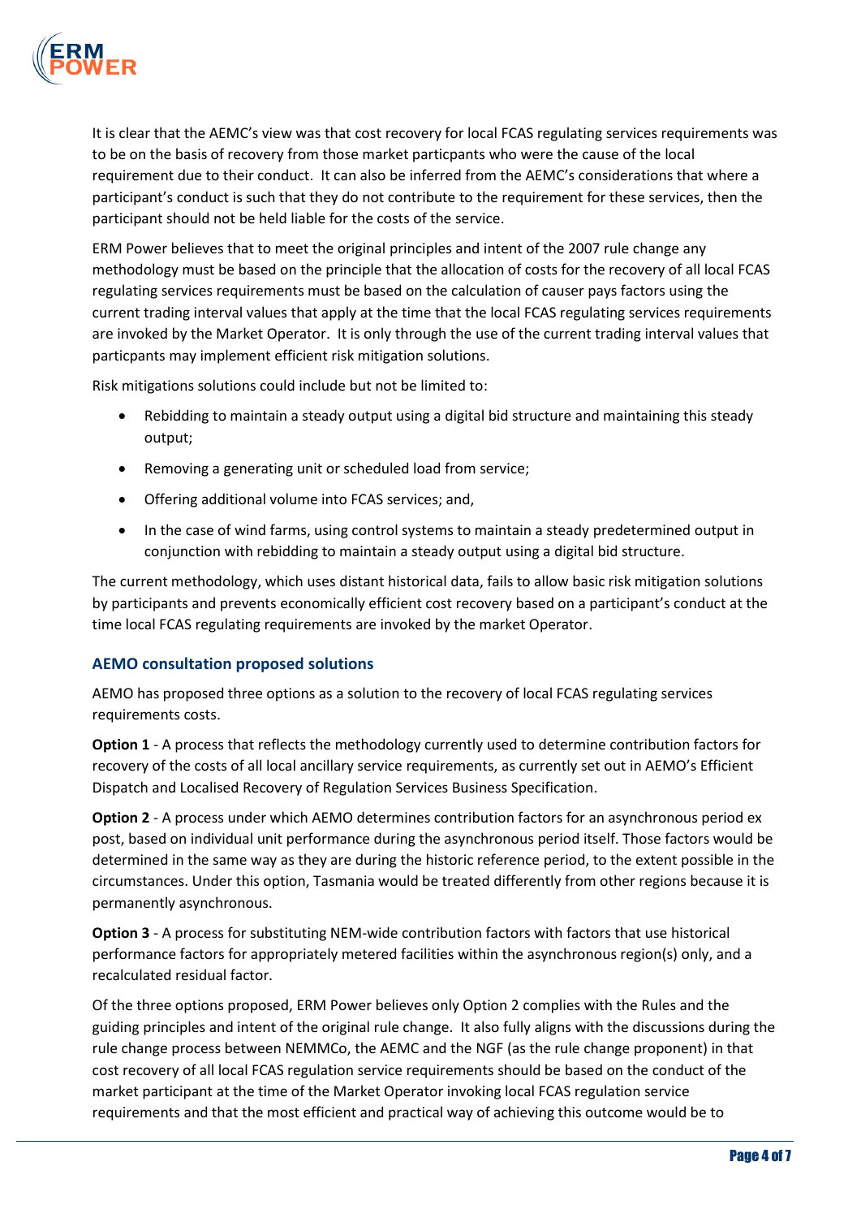It is clear that the AEMC's view was that cost recovery for local FCAS regulating services requirements was to be on the basis of recovery from those market particpants who were the cause of the local requirement due to their conduct. It can also be inferred from the AEMC's considerations that where a participant's conduct is such that they do not contribute to the requirement for these services, then the participant should not be held liable for the costs of the service.

ERM Power believes that to meet the original principles and intent of the 2007 rule change any methodology must be based on the principle that the allocation of costs for the recovery of all local FCAS regulating services requirements must be based on the calculation of causer pays factors using the current trading interval values that apply at the time that the local FCAS regulating services requirements are invoked by the Market Operator. It is only through the use of the current trading interval values that particpants may implement efficient risk mitigation solutions.

Risk mitigations solutions could include but not be limited to:

- Rebidding to maintain a steady output using a digital bid structure and maintaining this steady output;
- Removing a generating unit or scheduled load from service;
- Offering additional volume into FCAS services; and,
- In the case of wind farms, using control systems to maintain a steady predetermined output in conjunction with rebidding to maintain a steady output using a digital bid structure.

The current methodology, which uses distant historical data, fails to allow basic risk mitigation solutions by participants and prevents economically efficient cost recovery based on a participant's conduct at the time local FCAS regulating requirements are invoked by the market Operator.

### AEMO consultation proposed solutions

AEMO has proposed three options as a solution to the recovery of local FCAS regulating services requirements costs.

**Option 1** - A process that reflects the methodology currently used to determine contribution factors for recovery of the costs of all local ancillary service requirements, as currently set out in AEMO's Efficient Dispatch and Localised Recovery of Regulation Services Business Specification.

**Option 2** - A process under which AEMO determines contribution factors for an asynchronous period ex post, based on individual unit performance during the asynchronous period itself. Those factors would be determined in the same way as they are during the historic reference period, to the extent possible in the circumstances. Under this option, Tasmania would be treated differently from other regions because it is permanently asynchronous.

**Option 3** - A process for substituting NEM-wide contribution factors with factors that use historical performance factors for appropriately metered facilities within the asynchronous region(s) only, and a recalculated residual factor.

Of the three options proposed, ERM Power believes only Option 2 complies with the Rules and the guiding principles and intent of the original rule change. It also fully aligns with the discussions during the rule change process between NEMMCo, the AEMC and the NGF (as the rule change proponent) in that cost recovery of all local FCAS regulation service requirements should be based on the conduct of the market participant at the time of the Market Operator invoking local FCAS regulation service requirements and that the most efficient and practical way of achieving this outcome would be to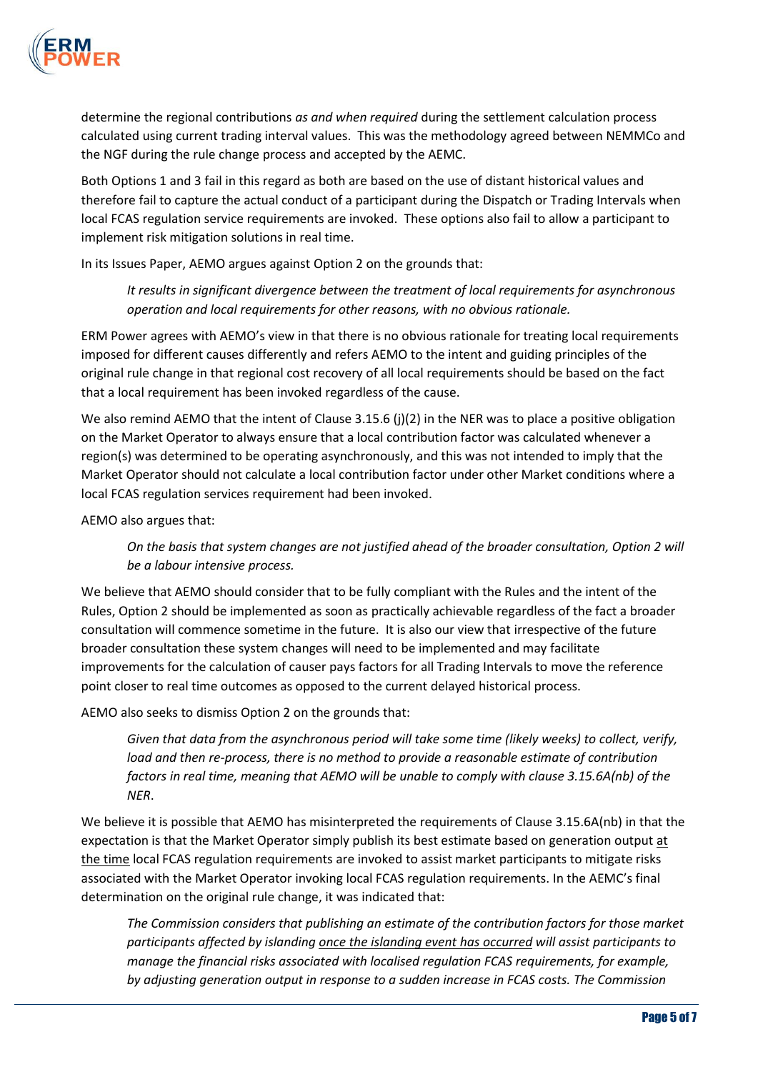determine the regional contributions *as and when required* during the settlement calculation process calculated using current trading interval values. This was the methodology agreed between NEMMCo and the NGF during the rule change process and accepted by the AEMC.

Both Options 1 and 3 fail in this regard as both are based on the use of distant historical values and therefore fail to capture the actual conduct of a participant during the Dispatch or Trading Intervals when local FCAS regulation service requirements are invoked. These options also fail to allow a participant to implement risk mitigation solutions in real time.

In its Issues Paper, AEMO argues against Option 2 on the grounds that:

> *It results in significant divergence between the treatment of local requirements for asynchronous operation and local requirements for other reasons, with no obvious rationale.*

ERM Power agrees with AEMO's view in that there is no obvious rationale for treating local requirements imposed for different causes differently and refers AEMO to the intent and guiding principles of the original rule change in that regional cost recovery of all local requirements should be based on the fact that a local requirement has been invoked regardless of the cause.

We also remind AEMO that the intent of Clause 3.15.6 (j)(2) in the NER was to place a positive obligation on the Market Operator to always ensure that a local contribution factor was calculated whenever a region(s) was determined to be operating asynchronously, and this was not intended to imply that the Market Operator should not calculate a local contribution factor under other Market conditions where a local FCAS regulation services requirement had been invoked.

AEMO also argues that:

> *On the basis that system changes are not justified ahead of the broader consultation, Option 2 will be a labour intensive process.*

We believe that AEMO should consider that to be fully compliant with the Rules and the intent of the Rules, Option 2 should be implemented as soon as practically achievable regardless of the fact a broader consultation will commence sometime in the future. It is also our view that irrespective of the future broader consultation these system changes will need to be implemented and may facilitate improvements for the calculation of causer pays factors for all Trading Intervals to move the reference point closer to real time outcomes as opposed to the current delayed historical process.

AEMO also seeks to dismiss Option 2 on the grounds that:

> *Given that data from the asynchronous period will take some time (likely weeks) to collect, verify, load and then re-process, there is no method to provide a reasonable estimate of contribution factors in real time, meaning that AEMO will be unable to comply with clause 3.15.6A(nb) of the NER.*

We believe it is possible that AEMO has misinterpreted the requirements of Clause 3.15.6A(nb) in that the expectation is that the Market Operator simply publish its best estimate based on generation output <u>at the time</u> local FCAS regulation requirements are invoked to assist market participants to mitigate risks associated with the Market Operator invoking local FCAS regulation requirements. In the AEMC's final determination on the original rule change, it was indicated that:

> *The Commission considers that publishing an estimate of the contribution factors for those market participants affected by islanding <u>once the islanding event has occurred</u> will assist participants to manage the financial risks associated with localised regulation FCAS requirements, for example, by adjusting generation output in response to a sudden increase in FCAS costs. The Commission*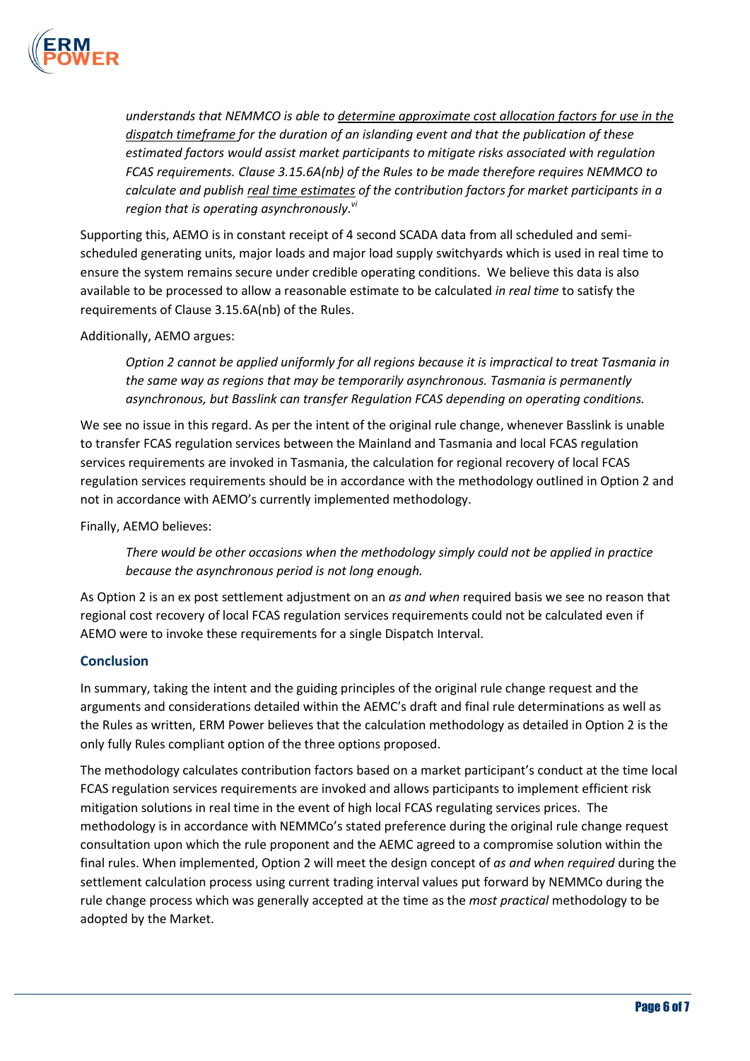> *understands that NEMMCO is able to determine approximate cost allocation factors for use in the dispatch timeframe for the duration of an islanding event and that the publication of these estimated factors would assist market participants to mitigate risks associated with regulation FCAS requirements. Clause 3.15.6A(nb) of the Rules to be made therefore requires NEMMCO to calculate and publish real time estimates of the contribution factors for market participants in a region that is operating asynchronously.*[vi]

Supporting this, AEMO is in constant receipt of 4 second SCADA data from all scheduled and semi-scheduled generating units, major loads and major load supply switchyards which is used in real time to ensure the system remains secure under credible operating conditions. We believe this data is also available to be processed to allow a reasonable estimate to be calculated *in real time* to satisfy the requirements of Clause 3.15.6A(nb) of the Rules.

Additionally, AEMO argues:

> *Option 2 cannot be applied uniformly for all regions because it is impractical to treat Tasmania in the same way as regions that may be temporarily asynchronous. Tasmania is permanently asynchronous, but Basslink can transfer Regulation FCAS depending on operating conditions.*

We see no issue in this regard. As per the intent of the original rule change, whenever Basslink is unable to transfer FCAS regulation services between the Mainland and Tasmania and local FCAS regulation services requirements are invoked in Tasmania, the calculation for regional recovery of local FCAS regulation services requirements should be in accordance with the methodology outlined in Option 2 and not in accordance with AEMO's currently implemented methodology.

Finally, AEMO believes:

> *There would be other occasions when the methodology simply could not be applied in practice because the asynchronous period is not long enough.*

As Option 2 is an ex post settlement adjustment on an *as and when* required basis we see no reason that regional cost recovery of local FCAS regulation services requirements could not be calculated even if AEMO were to invoke these requirements for a single Dispatch Interval.

## Conclusion

In summary, taking the intent and the guiding principles of the original rule change request and the arguments and considerations detailed within the AEMC's draft and final rule determinations as well as the Rules as written, ERM Power believes that the calculation methodology as detailed in Option 2 is the only fully Rules compliant option of the three options proposed.

The methodology calculates contribution factors based on a market participant's conduct at the time local FCAS regulation services requirements are invoked and allows participants to implement efficient risk mitigation solutions in real time in the event of high local FCAS regulating services prices. The methodology is in accordance with NEMMCo's stated preference during the original rule change request consultation upon which the rule proponent and the AEMC agreed to a compromise solution within the final rules. When implemented, Option 2 will meet the design concept of *as and when required* during the settlement calculation process using current trading interval values put forward by NEMMCo during the rule change process which was generally accepted at the time as the *most practical* methodology to be adopted by the Market.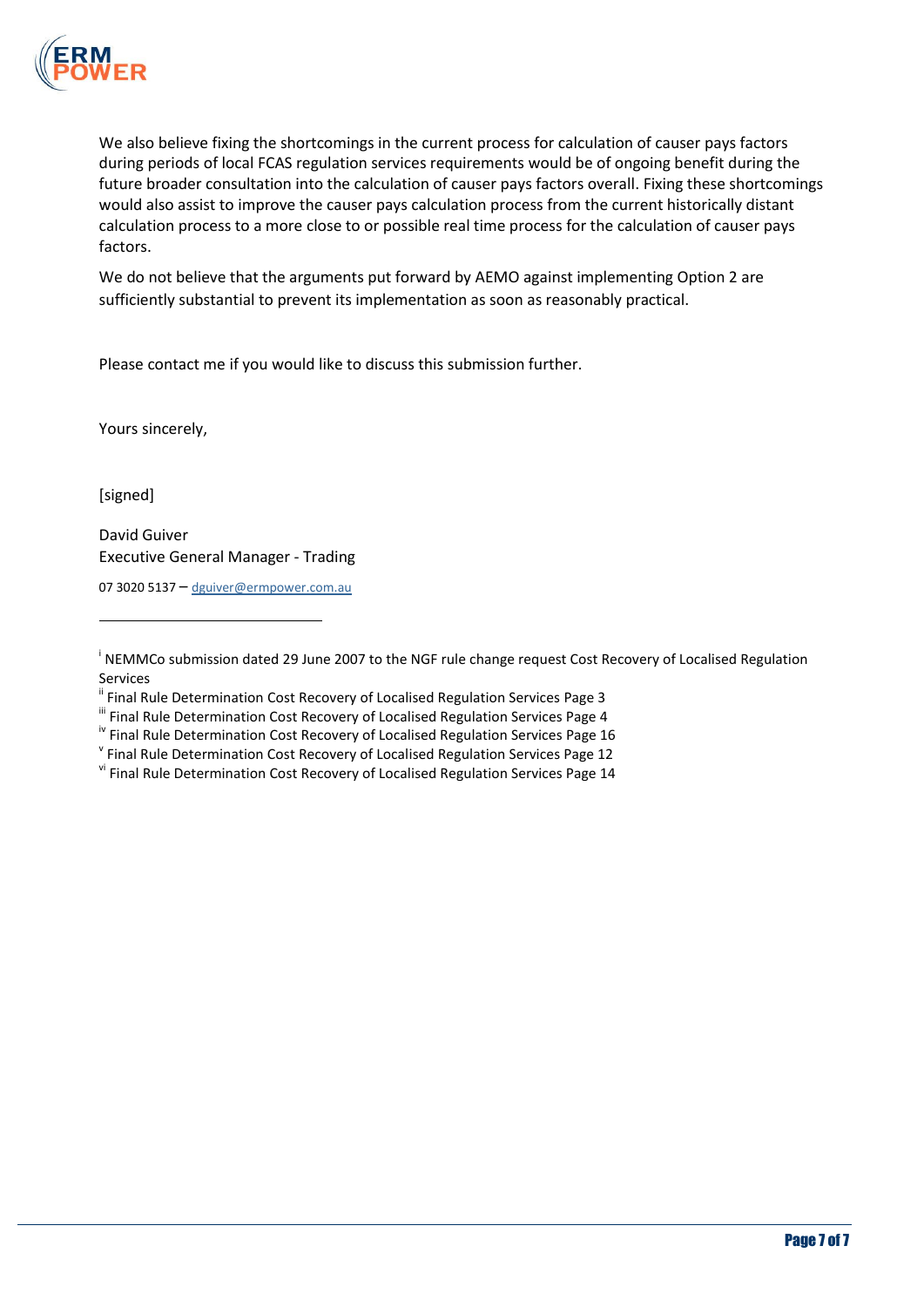We also believe fixing the shortcomings in the current process for calculation of causer pays factors during periods of local FCAS regulation services requirements would be of ongoing benefit during the future broader consultation into the calculation of causer pays factors overall. Fixing these shortcomings would also assist to improve the causer pays calculation process from the current historically distant calculation process to a more close to or possible real time process for the calculation of causer pays factors.

We do not believe that the arguments put forward by AEMO against implementing Option 2 are sufficiently substantial to prevent its implementation as soon as reasonably practical.

Please contact me if you would like to discuss this submission further.

Yours sincerely,

[signed]

David Guiver
Executive General Manager - Trading

07 3020 5137 – dguiver@ermpower.com.au

---

[i] NEMMCo submission dated 29 June 2007 to the NGF rule change request Cost Recovery of Localised Regulation Services

[ii] Final Rule Determination Cost Recovery of Localised Regulation Services Page 3

[iii] Final Rule Determination Cost Recovery of Localised Regulation Services Page 4

[iv] Final Rule Determination Cost Recovery of Localised Regulation Services Page 16

[v] Final Rule Determination Cost Recovery of Localised Regulation Services Page 12

[vi] Final Rule Determination Cost Recovery of Localised Regulation Services Page 14